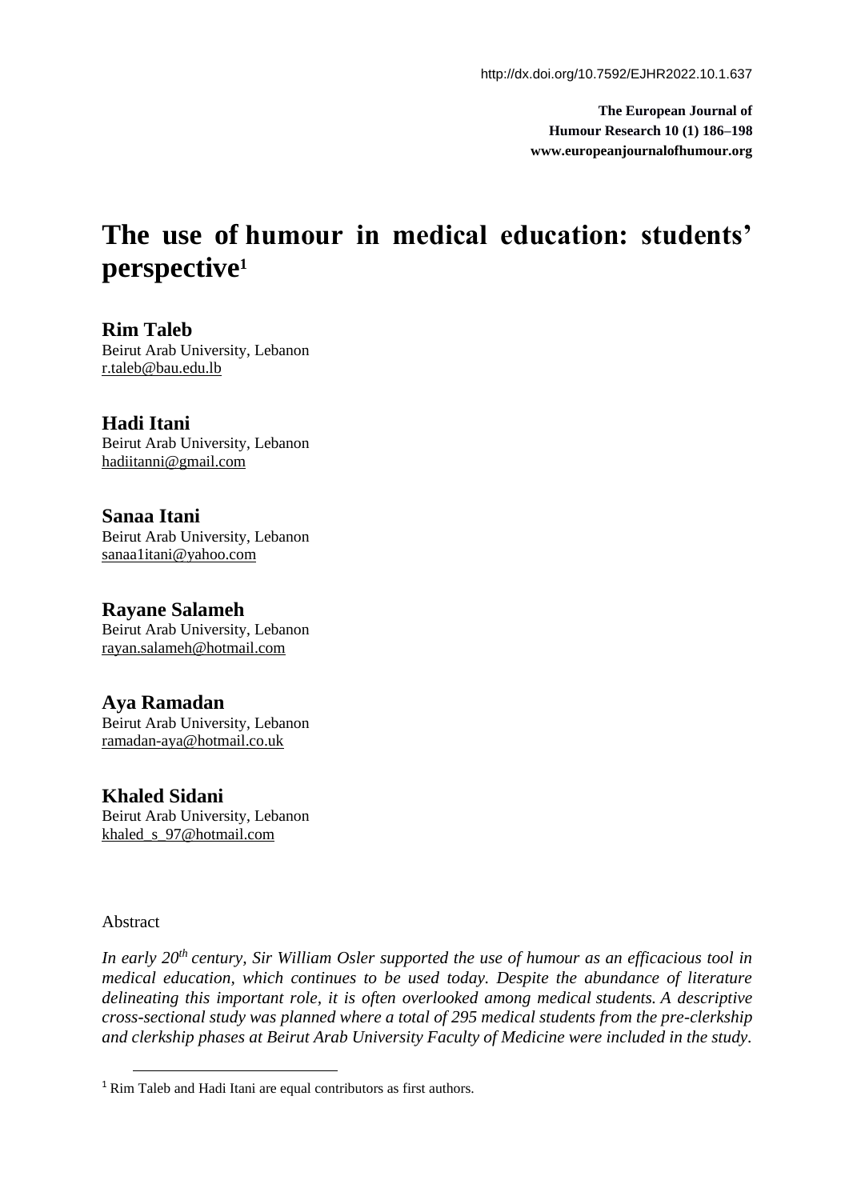http://dx.doi.org/10.7592/EJHR2022.10.1.637

**The European Journal of Humour Research 10 (1) 186–198**
**www.europeanjournalofhumour.org**

# The use of humour in medical education: students' perspective[1]

**Rim Taleb**
Beirut Arab University, Lebanon
r.taleb@bau.edu.lb

**Hadi Itani**
Beirut Arab University, Lebanon
hadiitanni@gmail.com

**Sanaa Itani**
Beirut Arab University, Lebanon
sanaa1itani@yahoo.com

**Rayane Salameh**
Beirut Arab University, Lebanon
rayan.salameh@hotmail.com

**Aya Ramadan**
Beirut Arab University, Lebanon
ramadan-aya@hotmail.co.uk

**Khaled Sidani**
Beirut Arab University, Lebanon
khaled_s_97@hotmail.com

Abstract

*In early 20th century, Sir William Osler supported the use of humour as an efficacious tool in medical education, which continues to be used today. Despite the abundance of literature delineating this important role, it is often overlooked among medical students. A descriptive cross-sectional study was planned where a total of 295 medical students from the pre-clerkship and clerkship phases at Beirut Arab University Faculty of Medicine were included in the study.*

[1] Rim Taleb and Hadi Itani are equal contributors as first authors.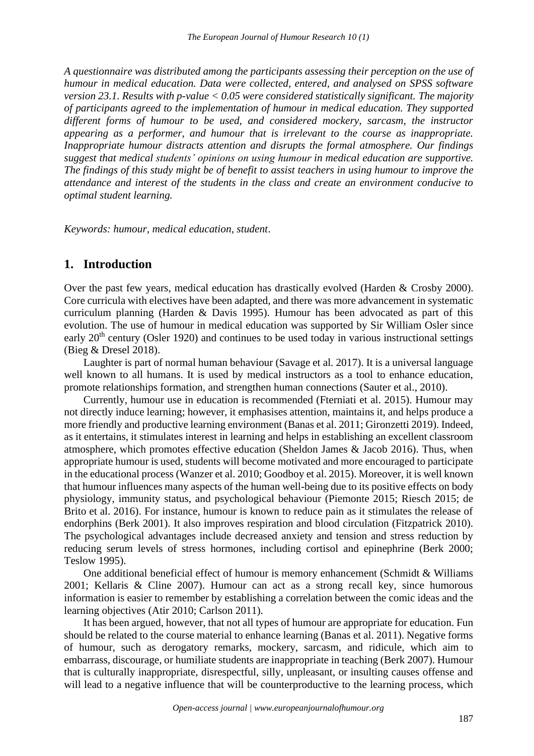*A questionnaire was distributed among the participants assessing their perception on the use of humour in medical education. Data were collected, entered, and analysed on SPSS software version 23.1. Results with p-value < 0.05 were considered statistically significant. The majority of participants agreed to the implementation of humour in medical education. They supported different forms of humour to be used, and considered mockery, sarcasm, the instructor appearing as a performer, and humour that is irrelevant to the course as inappropriate. Inappropriate humour distracts attention and disrupts the formal atmosphere. Our findings suggest that medical students' opinions on using humour in medical education are supportive. The findings of this study might be of benefit to assist teachers in using humour to improve the attendance and interest of the students in the class and create an environment conducive to optimal student learning.*

*Keywords: humour, medical education, student.*

## 1. Introduction

Over the past few years, medical education has drastically evolved (Harden & Crosby 2000). Core curricula with electives have been adapted, and there was more advancement in systematic curriculum planning (Harden & Davis 1995). Humour has been advocated as part of this evolution. The use of humour in medical education was supported by Sir William Osler since early 20th century (Osler 1920) and continues to be used today in various instructional settings (Bieg & Dresel 2018).

Laughter is part of normal human behaviour (Savage et al. 2017). It is a universal language well known to all humans. It is used by medical instructors as a tool to enhance education, promote relationships formation, and strengthen human connections (Sauter et al., 2010).

Currently, humour use in education is recommended (Fterniati et al. 2015). Humour may not directly induce learning; however, it emphasises attention, maintains it, and helps produce a more friendly and productive learning environment (Banas et al. 2011; Gironzetti 2019). Indeed, as it entertains, it stimulates interest in learning and helps in establishing an excellent classroom atmosphere, which promotes effective education (Sheldon James & Jacob 2016). Thus, when appropriate humour is used, students will become motivated and more encouraged to participate in the educational process (Wanzer et al. 2010; Goodboy et al. 2015). Moreover, it is well known that humour influences many aspects of the human well-being due to its positive effects on body physiology, immunity status, and psychological behaviour (Piemonte 2015; Riesch 2015; de Brito et al. 2016). For instance, humour is known to reduce pain as it stimulates the release of endorphins (Berk 2001). It also improves respiration and blood circulation (Fitzpatrick 2010). The psychological advantages include decreased anxiety and tension and stress reduction by reducing serum levels of stress hormones, including cortisol and epinephrine (Berk 2000; Teslow 1995).

One additional beneficial effect of humour is memory enhancement (Schmidt & Williams 2001; Kellaris & Cline 2007). Humour can act as a strong recall key, since humorous information is easier to remember by establishing a correlation between the comic ideas and the learning objectives (Atir 2010; Carlson 2011).

It has been argued, however, that not all types of humour are appropriate for education. Fun should be related to the course material to enhance learning (Banas et al. 2011). Negative forms of humour, such as derogatory remarks, mockery, sarcasm, and ridicule, which aim to embarrass, discourage, or humiliate students are inappropriate in teaching (Berk 2007). Humour that is culturally inappropriate, disrespectful, silly, unpleasant, or insulting causes offense and will lead to a negative influence that will be counterproductive to the learning process, which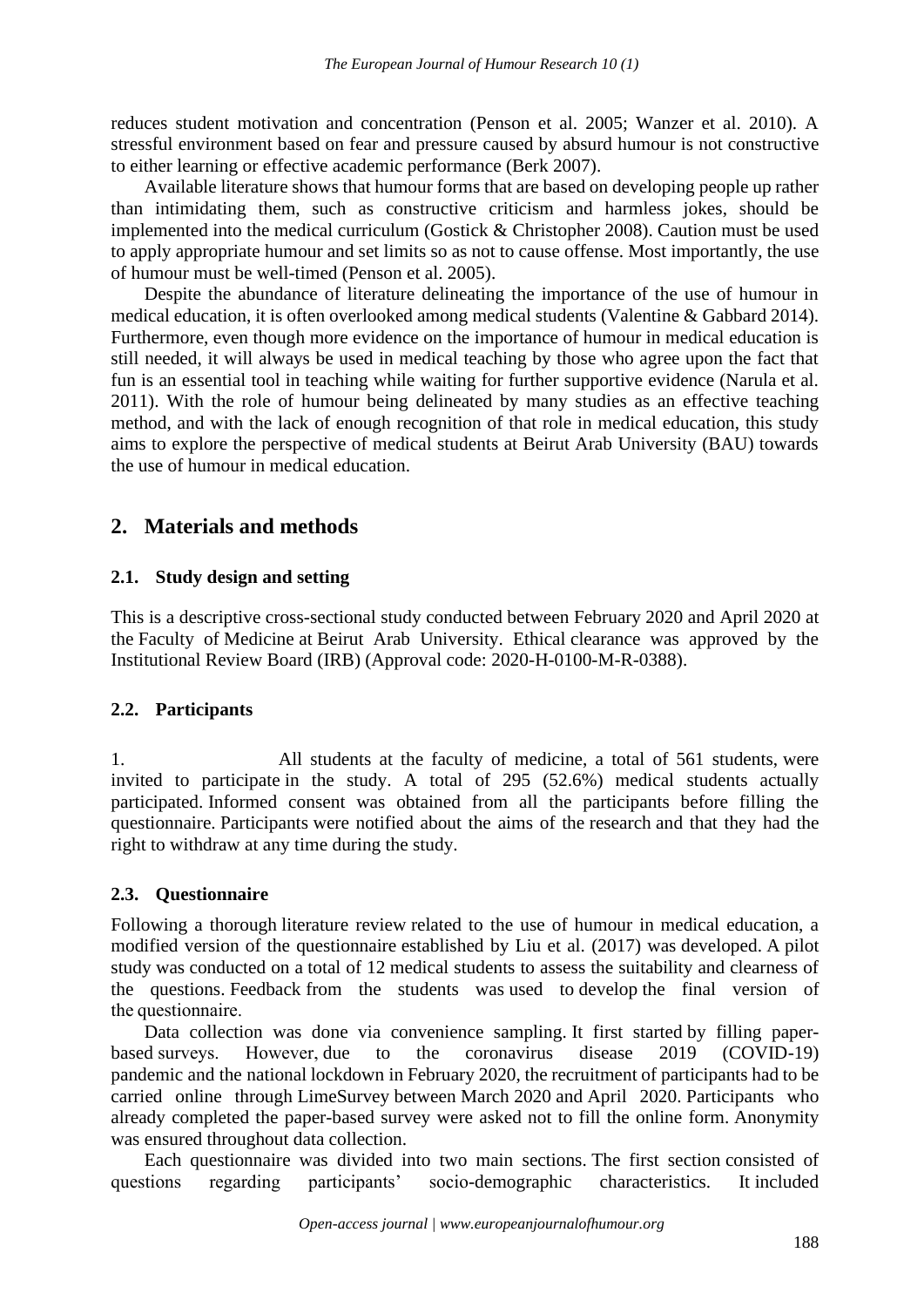reduces student motivation and concentration (Penson et al. 2005; Wanzer et al. 2010). A stressful environment based on fear and pressure caused by absurd humour is not constructive to either learning or effective academic performance (Berk 2007).

Available literature shows that humour forms that are based on developing people up rather than intimidating them, such as constructive criticism and harmless jokes, should be implemented into the medical curriculum (Gostick & Christopher 2008). Caution must be used to apply appropriate humour and set limits so as not to cause offense. Most importantly, the use of humour must be well-timed (Penson et al. 2005).

Despite the abundance of literature delineating the importance of the use of humour in medical education, it is often overlooked among medical students (Valentine & Gabbard 2014). Furthermore, even though more evidence on the importance of humour in medical education is still needed, it will always be used in medical teaching by those who agree upon the fact that fun is an essential tool in teaching while waiting for further supportive evidence (Narula et al. 2011). With the role of humour being delineated by many studies as an effective teaching method, and with the lack of enough recognition of that role in medical education, this study aims to explore the perspective of medical students at Beirut Arab University (BAU) towards the use of humour in medical education.

## 2. Materials and methods

### 2.1. Study design and setting

This is a descriptive cross-sectional study conducted between February 2020 and April 2020 at the Faculty of Medicine at Beirut Arab University. Ethical clearance was approved by the Institutional Review Board (IRB) (Approval code: 2020-H-0100-M-R-0388).

### 2.2. Participants

1. All students at the faculty of medicine, a total of 561 students, were invited to participate in the study. A total of 295 (52.6%) medical students actually participated. Informed consent was obtained from all the participants before filling the questionnaire. Participants were notified about the aims of the research and that they had the right to withdraw at any time during the study.

### 2.3. Questionnaire

Following a thorough literature review related to the use of humour in medical education, a modified version of the questionnaire established by Liu et al. (2017) was developed. A pilot study was conducted on a total of 12 medical students to assess the suitability and clearness of the questions. Feedback from the students was used to develop the final version of the questionnaire.

Data collection was done via convenience sampling. It first started by filling paper-based surveys. However, due to the coronavirus disease 2019 (COVID-19) pandemic and the national lockdown in February 2020, the recruitment of participants had to be carried online through LimeSurvey between March 2020 and April 2020. Participants who already completed the paper-based survey were asked not to fill the online form. Anonymity was ensured throughout data collection.

Each questionnaire was divided into two main sections. The first section consisted of questions regarding participants' socio-demographic characteristics. It included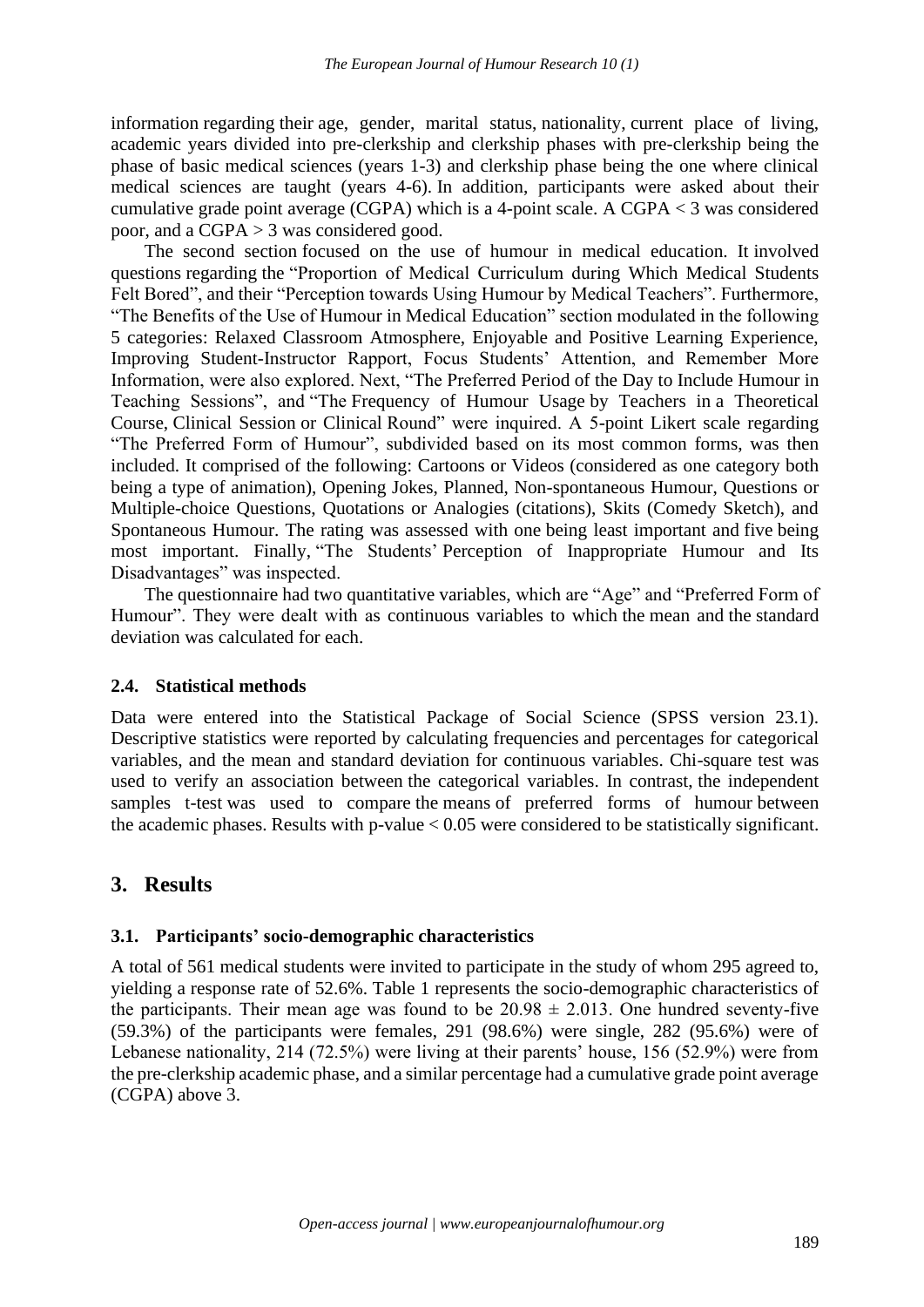information regarding their age, gender, marital status, nationality, current place of living, academic years divided into pre-clerkship and clerkship phases with pre-clerkship being the phase of basic medical sciences (years 1-3) and clerkship phase being the one where clinical medical sciences are taught (years 4-6). In addition, participants were asked about their cumulative grade point average (CGPA) which is a 4-point scale. A CGPA < 3 was considered poor, and a CGPA > 3 was considered good.

The second section focused on the use of humour in medical education. It involved questions regarding the "Proportion of Medical Curriculum during Which Medical Students Felt Bored", and their "Perception towards Using Humour by Medical Teachers". Furthermore, "The Benefits of the Use of Humour in Medical Education" section modulated in the following 5 categories: Relaxed Classroom Atmosphere, Enjoyable and Positive Learning Experience, Improving Student-Instructor Rapport, Focus Students' Attention, and Remember More Information, were also explored. Next, "The Preferred Period of the Day to Include Humour in Teaching Sessions", and "The Frequency of Humour Usage by Teachers in a Theoretical Course, Clinical Session or Clinical Round" were inquired. A 5-point Likert scale regarding "The Preferred Form of Humour", subdivided based on its most common forms, was then included. It comprised of the following: Cartoons or Videos (considered as one category both being a type of animation), Opening Jokes, Planned, Non-spontaneous Humour, Questions or Multiple-choice Questions, Quotations or Analogies (citations), Skits (Comedy Sketch), and Spontaneous Humour. The rating was assessed with one being least important and five being most important. Finally, "The Students' Perception of Inappropriate Humour and Its Disadvantages" was inspected.

The questionnaire had two quantitative variables, which are "Age" and "Preferred Form of Humour". They were dealt with as continuous variables to which the mean and the standard deviation was calculated for each.

### 2.4. Statistical methods

Data were entered into the Statistical Package of Social Science (SPSS version 23.1). Descriptive statistics were reported by calculating frequencies and percentages for categorical variables, and the mean and standard deviation for continuous variables. Chi-square test was used to verify an association between the categorical variables. In contrast, the independent samples t-test was used to compare the means of preferred forms of humour between the academic phases. Results with p-value $< 0.05$ were considered to be statistically significant.

## 3. Results

### 3.1. Participants' socio-demographic characteristics

A total of 561 medical students were invited to participate in the study of whom 295 agreed to, yielding a response rate of 52.6%. Table 1 represents the socio-demographic characteristics of the participants. Their mean age was found to be $20.98 \pm 2.013$. One hundred seventy-five (59.3%) of the participants were females, 291 (98.6%) were single, 282 (95.6%) were of Lebanese nationality, 214 (72.5%) were living at their parents' house, 156 (52.9%) were from the pre-clerkship academic phase, and a similar percentage had a cumulative grade point average (CGPA) above 3.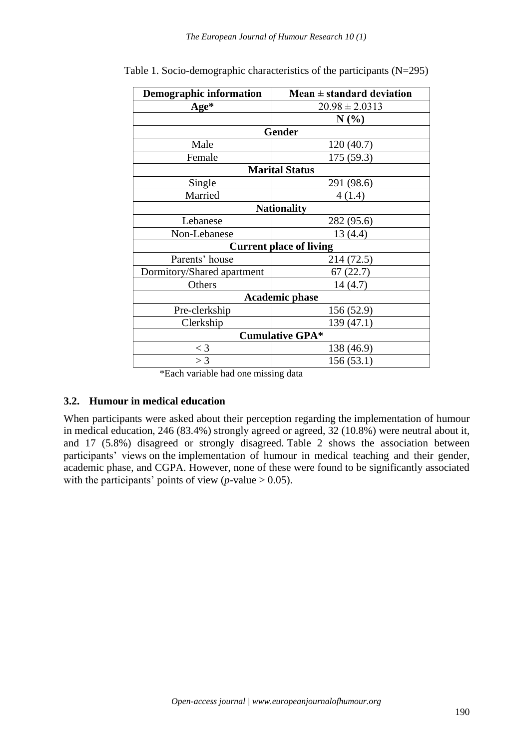Table 1. Socio-demographic characteristics of the participants (N=295)

| Demographic information | Mean ± standard deviation |
|---|---|
| **Age*** | 20.98 ± 2.0313 |
| | **N (%)** |
| **Gender** | |
| Male | 120 (40.7) |
| Female | 175 (59.3) |
| **Marital Status** | |
| Single | 291 (98.6) |
| Married | 4 (1.4) |
| **Nationality** | |
| Lebanese | 282 (95.6) |
| Non-Lebanese | 13 (4.4) |
| **Current place of living** | |
| Parents' house | 214 (72.5) |
| Dormitory/Shared apartment | 67 (22.7) |
| Others | 14 (4.7) |
| **Academic phase** | |
| Pre-clerkship | 156 (52.9) |
| Clerkship | 139 (47.1) |
| **Cumulative GPA*** | |
| < 3 | 138 (46.9) |
| > 3 | 156 (53.1) |

*Each variable had one missing data

### 3.2. Humour in medical education

When participants were asked about their perception regarding the implementation of humour in medical education, 246 (83.4%) strongly agreed or agreed, 32 (10.8%) were neutral about it, and 17 (5.8%) disagreed or strongly disagreed. Table 2 shows the association between participants' views on the implementation of humour in medical teaching and their gender, academic phase, and CGPA. However, none of these were found to be significantly associated with the participants' points of view ($p$-value > 0.05).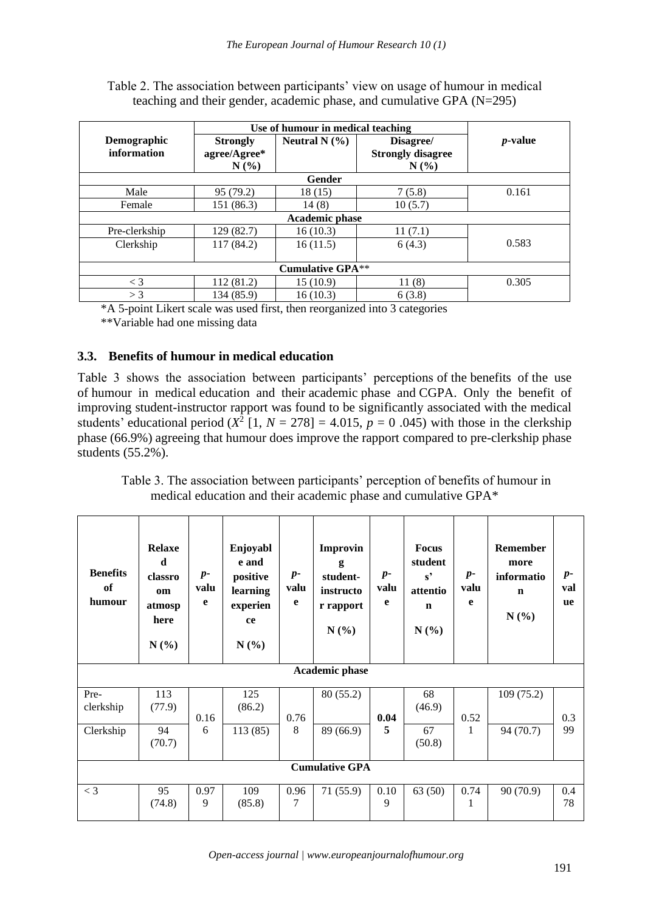Table 2. The association between participants' view on usage of humour in medical teaching and their gender, academic phase, and cumulative GPA (N=295)

| Demographic information | Use of humour in medical teaching | | | *p*-value |
|---|---|---|---|---|
| | **Strongly agree/Agree\* N (%)** | **Neutral N (%)** | **Disagree/ Strongly disagree N (%)** | |
| **Gender** | | | | |
| Male | 95 (79.2) | 18 (15) | 7 (5.8) | 0.161 |
| Female | 151 (86.3) | 14 (8) | 10 (5.7) | |
| **Academic phase** | | | | |
| Pre-clerkship | 129 (82.7) | 16 (10.3) | 11 (7.1) | 0.583 |
| Clerkship | 117 (84.2) | 16 (11.5) | 6 (4.3) | |
| **Cumulative GPA\*\*** | | | | |
| < 3 | 112 (81.2) | 15 (10.9) | 11 (8) | 0.305 |
| > 3 | 134 (85.9) | 16 (10.3) | 6 (3.8) | |

\*A 5-point Likert scale was used first, then reorganized into 3 categories

\*\*Variable had one missing data

### 3.3. Benefits of humour in medical education

Table 3 shows the association between participants' perceptions of the benefits of the use of humour in medical education and their academic phase and CGPA. Only the benefit of improving student-instructor rapport was found to be significantly associated with the medical students' educational period ($X^2$ [1, $N$ = 278] = 4.015, $p$ = 0 .045) with those in the clerkship phase (66.9%) agreeing that humour does improve the rapport compared to pre-clerkship phase students (55.2%).

Table 3. The association between participants' perception of benefits of humour in medical education and their academic phase and cumulative GPA\*

| Benefits of humour | Relaxed classroom atmosphere N (%) | *p*-value | Enjoyable and positive learning experience N (%) | *p*-value | Improving student-instructor rapport N (%) | *p*-value | Focus students' attention N (%) | *p*-value | Remember more information N (%) | *p*-value |
|---|---|---|---|---|---|---|---|---|---|---|
| **Academic phase** | | | | | | | | | | |
| Pre-clerkship | 113 (77.9) | 0.166 | 125 (86.2) | 0.768 | 80 (55.2) | **0.045** | 68 (46.9) | 0.521 | 109 (75.2) | 0.399 |
| Clerkship | 94 (70.7) | | 113 (85) | | 89 (66.9) | | 67 (50.8) | | 94 (70.7) | |
| **Cumulative GPA** | | | | | | | | | | |
| < 3 | 95 (74.8) | 0.979 | 109 (85.8) | 0.967 | 71 (55.9) | 0.109 | 63 (50) | 0.741 | 90 (70.9) | 0.478 |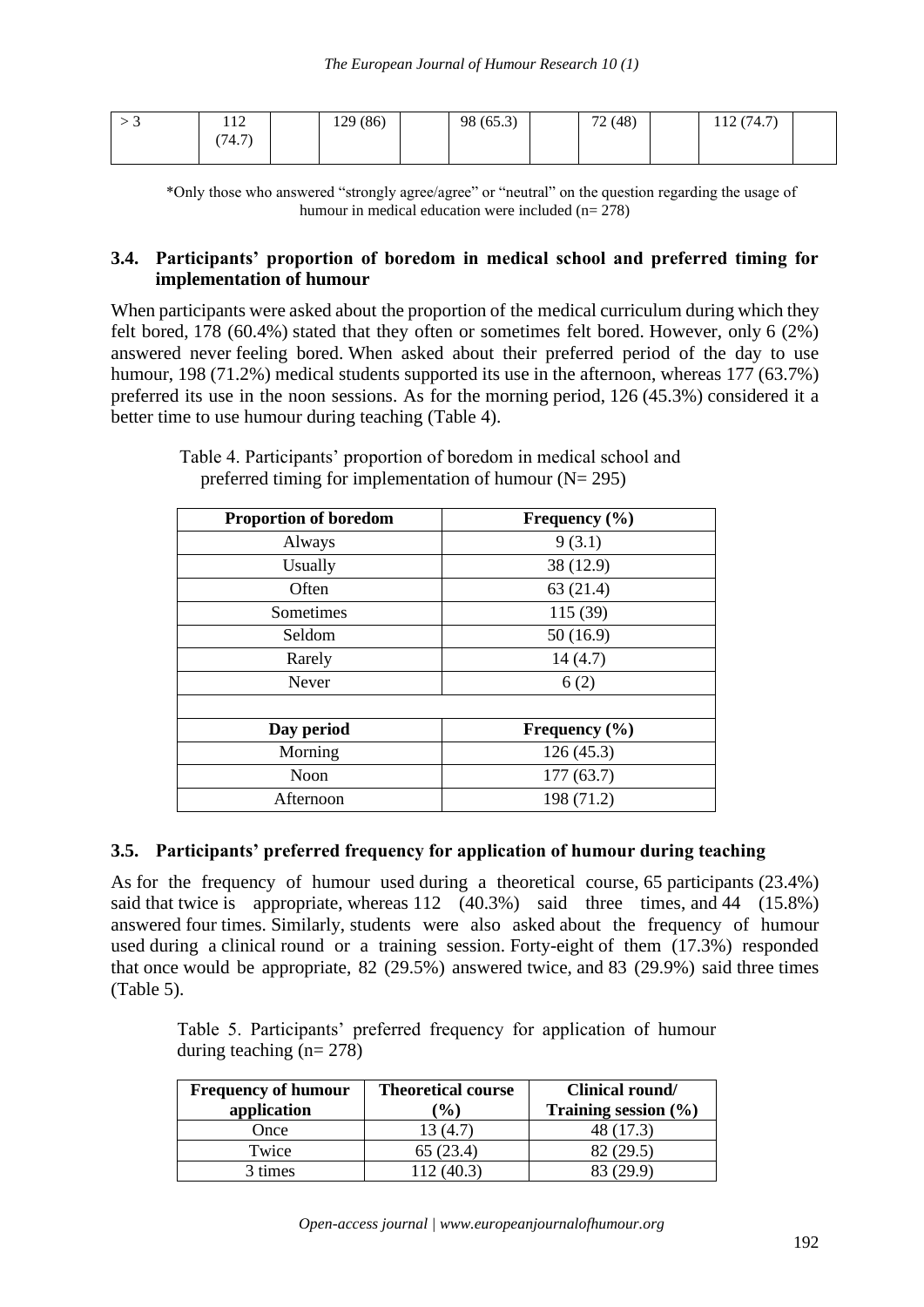| > 3 | 112 (74.7) | | 129 (86) | | 98 (65.3) | | 72 (48) | | 112 (74.7) | |
|---|---|---|---|---|---|---|---|---|---|---|

*Only those who answered "strongly agree/agree" or "neutral" on the question regarding the usage of humour in medical education were included (n= 278)

### 3.4. Participants' proportion of boredom in medical school and preferred timing for implementation of humour

When participants were asked about the proportion of the medical curriculum during which they felt bored, 178 (60.4%) stated that they often or sometimes felt bored. However, only 6 (2%) answered never feeling bored. When asked about their preferred period of the day to use humour, 198 (71.2%) medical students supported its use in the afternoon, whereas 177 (63.7%) preferred its use in the noon sessions. As for the morning period, 126 (45.3%) considered it a better time to use humour during teaching (Table 4).

Table 4. Participants' proportion of boredom in medical school and preferred timing for implementation of humour (N= 295)

| Proportion of boredom | Frequency (%) |
|---|---|
| Always | 9 (3.1) |
| Usually | 38 (12.9) |
| Often | 63 (21.4) |
| Sometimes | 115 (39) |
| Seldom | 50 (16.9) |
| Rarely | 14 (4.7) |
| Never | 6 (2) |
| | |
| **Day period** | **Frequency (%)** |
| Morning | 126 (45.3) |
| Noon | 177 (63.7) |
| Afternoon | 198 (71.2) |

### 3.5. Participants' preferred frequency for application of humour during teaching

As for the frequency of humour used during a theoretical course, 65 participants (23.4%) said that twice is appropriate, whereas 112 (40.3%) said three times, and 44 (15.8%) answered four times. Similarly, students were also asked about the frequency of humour used during a clinical round or a training session. Forty-eight of them (17.3%) responded that once would be appropriate, 82 (29.5%) answered twice, and 83 (29.9%) said three times (Table 5).

Table 5. Participants' preferred frequency for application of humour during teaching (n= 278)

| Frequency of humour application | Theoretical course (%) | Clinical round/ Training session (%) |
|---|---|---|
| Once | 13 (4.7) | 48 (17.3) |
| Twice | 65 (23.4) | 82 (29.5) |
| 3 times | 112 (40.3) | 83 (29.9) |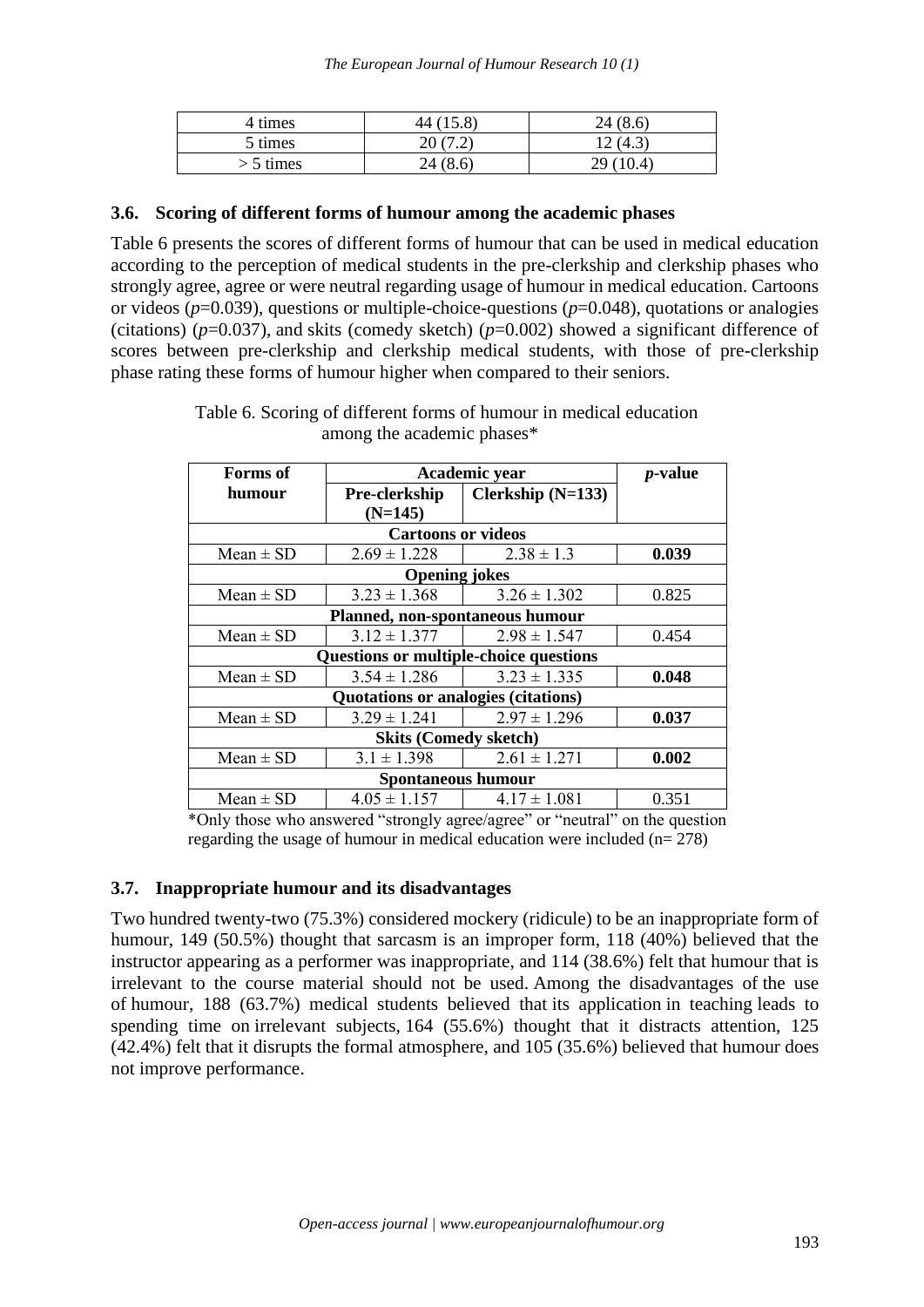| 4 times | 44 (15.8) | 24 (8.6) |
|---|---|---|
| 5 times | 20 (7.2) | 12 (4.3) |
| > 5 times | 24 (8.6) | 29 (10.4) |

### 3.6. Scoring of different forms of humour among the academic phases

Table 6 presents the scores of different forms of humour that can be used in medical education according to the perception of medical students in the pre-clerkship and clerkship phases who strongly agree, agree or were neutral regarding usage of humour in medical education. Cartoons or videos ($p$=0.039), questions or multiple-choice-questions ($p$=0.048), quotations or analogies (citations) ($p$=0.037), and skits (comedy sketch) ($p$=0.002) showed a significant difference of scores between pre-clerkship and clerkship medical students, with those of pre-clerkship phase rating these forms of humour higher when compared to their seniors.

Table 6. Scoring of different forms of humour in medical education among the academic phases*

| Forms of humour | Academic year | | *p*-value |
|---|---|---|---|
| | Pre-clerkship (N=145) | Clerkship (N=133) | |
| **Cartoons or videos** | | | |
| Mean ± SD | 2.69 ± 1.228 | 2.38 ± 1.3 | **0.039** |
| **Opening jokes** | | | |
| Mean ± SD | 3.23 ± 1.368 | 3.26 ± 1.302 | 0.825 |
| **Planned, non-spontaneous humour** | | | |
| Mean ± SD | 3.12 ± 1.377 | 2.98 ± 1.547 | 0.454 |
| **Questions or multiple-choice questions** | | | |
| Mean ± SD | 3.54 ± 1.286 | 3.23 ± 1.335 | **0.048** |
| **Quotations or analogies (citations)** | | | |
| Mean ± SD | 3.29 ± 1.241 | 2.97 ± 1.296 | **0.037** |
| **Skits (Comedy sketch)** | | | |
| Mean ± SD | 3.1 ± 1.398 | 2.61 ± 1.271 | **0.002** |
| **Spontaneous humour** | | | |
| Mean ± SD | 4.05 ± 1.157 | 4.17 ± 1.081 | 0.351 |

*Only those who answered "strongly agree/agree" or "neutral" on the question regarding the usage of humour in medical education were included (n= 278)

### 3.7. Inappropriate humour and its disadvantages

Two hundred twenty-two (75.3%) considered mockery (ridicule) to be an inappropriate form of humour, 149 (50.5%) thought that sarcasm is an improper form, 118 (40%) believed that the instructor appearing as a performer was inappropriate, and 114 (38.6%) felt that humour that is irrelevant to the course material should not be used. Among the disadvantages of the use of humour, 188 (63.7%) medical students believed that its application in teaching leads to spending time on irrelevant subjects, 164 (55.6%) thought that it distracts attention, 125 (42.4%) felt that it disrupts the formal atmosphere, and 105 (35.6%) believed that humour does not improve performance.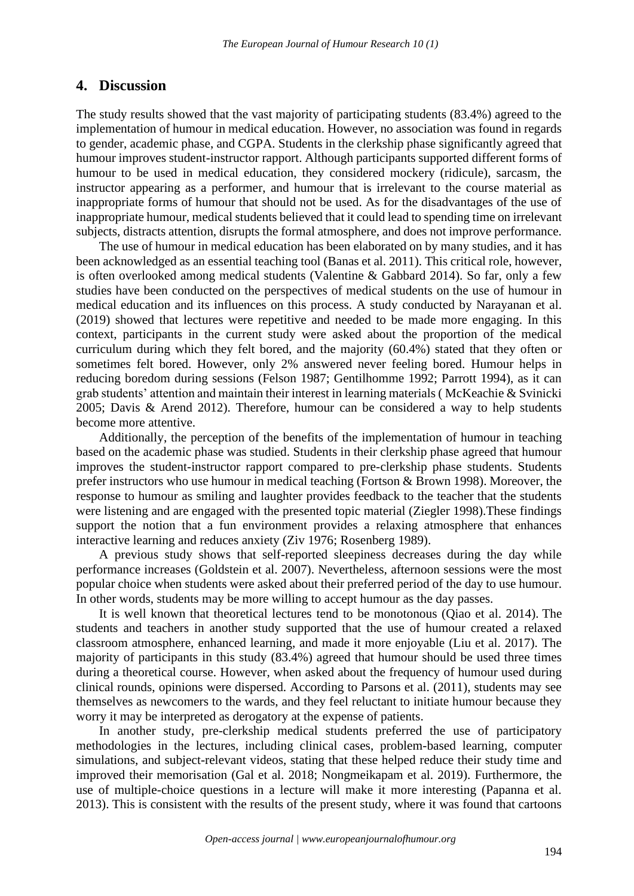## 4. Discussion

The study results showed that the vast majority of participating students (83.4%) agreed to the implementation of humour in medical education. However, no association was found in regards to gender, academic phase, and CGPA. Students in the clerkship phase significantly agreed that humour improves student-instructor rapport. Although participants supported different forms of humour to be used in medical education, they considered mockery (ridicule), sarcasm, the instructor appearing as a performer, and humour that is irrelevant to the course material as inappropriate forms of humour that should not be used. As for the disadvantages of the use of inappropriate humour, medical students believed that it could lead to spending time on irrelevant subjects, distracts attention, disrupts the formal atmosphere, and does not improve performance.

The use of humour in medical education has been elaborated on by many studies, and it has been acknowledged as an essential teaching tool (Banas et al. 2011). This critical role, however, is often overlooked among medical students (Valentine & Gabbard 2014). So far, only a few studies have been conducted on the perspectives of medical students on the use of humour in medical education and its influences on this process. A study conducted by Narayanan et al. (2019) showed that lectures were repetitive and needed to be made more engaging. In this context, participants in the current study were asked about the proportion of the medical curriculum during which they felt bored, and the majority (60.4%) stated that they often or sometimes felt bored. However, only 2% answered never feeling bored. Humour helps in reducing boredom during sessions (Felson 1987; Gentilhomme 1992; Parrott 1994), as it can grab students' attention and maintain their interest in learning materials ( McKeachie & Svinicki 2005; Davis & Arend 2012). Therefore, humour can be considered a way to help students become more attentive.

Additionally, the perception of the benefits of the implementation of humour in teaching based on the academic phase was studied. Students in their clerkship phase agreed that humour improves the student-instructor rapport compared to pre-clerkship phase students. Students prefer instructors who use humour in medical teaching (Fortson & Brown 1998). Moreover, the response to humour as smiling and laughter provides feedback to the teacher that the students were listening and are engaged with the presented topic material (Ziegler 1998).These findings support the notion that a fun environment provides a relaxing atmosphere that enhances interactive learning and reduces anxiety (Ziv 1976; Rosenberg 1989).

A previous study shows that self-reported sleepiness decreases during the day while performance increases (Goldstein et al. 2007). Nevertheless, afternoon sessions were the most popular choice when students were asked about their preferred period of the day to use humour. In other words, students may be more willing to accept humour as the day passes.

It is well known that theoretical lectures tend to be monotonous (Qiao et al. 2014). The students and teachers in another study supported that the use of humour created a relaxed classroom atmosphere, enhanced learning, and made it more enjoyable (Liu et al. 2017). The majority of participants in this study (83.4%) agreed that humour should be used three times during a theoretical course. However, when asked about the frequency of humour used during clinical rounds, opinions were dispersed. According to Parsons et al. (2011), students may see themselves as newcomers to the wards, and they feel reluctant to initiate humour because they worry it may be interpreted as derogatory at the expense of patients.

In another study, pre-clerkship medical students preferred the use of participatory methodologies in the lectures, including clinical cases, problem-based learning, computer simulations, and subject-relevant videos, stating that these helped reduce their study time and improved their memorisation (Gal et al. 2018; Nongmeikapam et al. 2019). Furthermore, the use of multiple-choice questions in a lecture will make it more interesting (Papanna et al. 2013). This is consistent with the results of the present study, where it was found that cartoons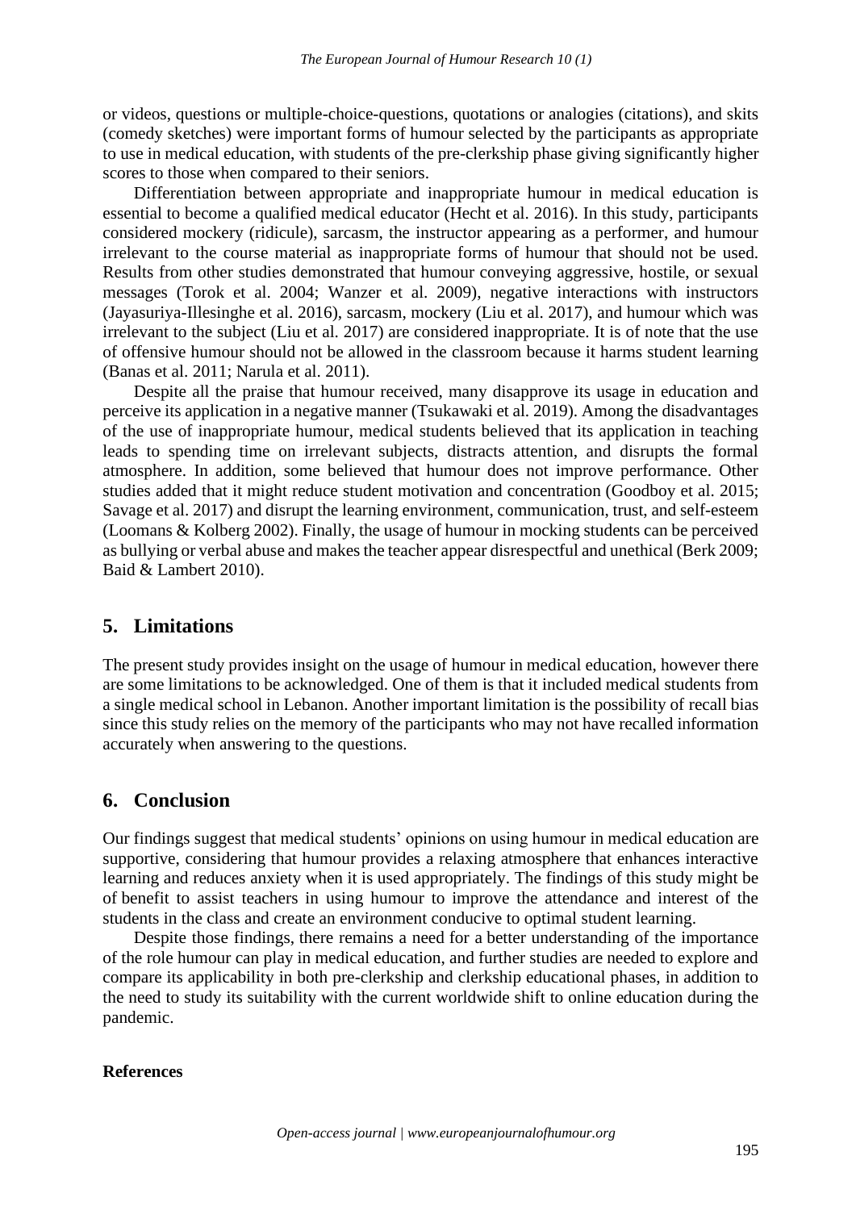or videos, questions or multiple-choice-questions, quotations or analogies (citations), and skits (comedy sketches) were important forms of humour selected by the participants as appropriate to use in medical education, with students of the pre-clerkship phase giving significantly higher scores to those when compared to their seniors.

Differentiation between appropriate and inappropriate humour in medical education is essential to become a qualified medical educator (Hecht et al. 2016). In this study, participants considered mockery (ridicule), sarcasm, the instructor appearing as a performer, and humour irrelevant to the course material as inappropriate forms of humour that should not be used. Results from other studies demonstrated that humour conveying aggressive, hostile, or sexual messages (Torok et al. 2004; Wanzer et al. 2009), negative interactions with instructors (Jayasuriya-Illesinghe et al. 2016), sarcasm, mockery (Liu et al. 2017), and humour which was irrelevant to the subject (Liu et al. 2017) are considered inappropriate. It is of note that the use of offensive humour should not be allowed in the classroom because it harms student learning (Banas et al. 2011; Narula et al. 2011).

Despite all the praise that humour received, many disapprove its usage in education and perceive its application in a negative manner (Tsukawaki et al. 2019). Among the disadvantages of the use of inappropriate humour, medical students believed that its application in teaching leads to spending time on irrelevant subjects, distracts attention, and disrupts the formal atmosphere. In addition, some believed that humour does not improve performance. Other studies added that it might reduce student motivation and concentration (Goodboy et al. 2015; Savage et al. 2017) and disrupt the learning environment, communication, trust, and self-esteem (Loomans & Kolberg 2002). Finally, the usage of humour in mocking students can be perceived as bullying or verbal abuse and makes the teacher appear disrespectful and unethical (Berk 2009; Baid & Lambert 2010).

## 5. Limitations

The present study provides insight on the usage of humour in medical education, however there are some limitations to be acknowledged. One of them is that it included medical students from a single medical school in Lebanon. Another important limitation is the possibility of recall bias since this study relies on the memory of the participants who may not have recalled information accurately when answering to the questions.

## 6. Conclusion

Our findings suggest that medical students' opinions on using humour in medical education are supportive, considering that humour provides a relaxing atmosphere that enhances interactive learning and reduces anxiety when it is used appropriately. The findings of this study might be of benefit to assist teachers in using humour to improve the attendance and interest of the students in the class and create an environment conducive to optimal student learning.

Despite those findings, there remains a need for a better understanding of the importance of the role humour can play in medical education, and further studies are needed to explore and compare its applicability in both pre-clerkship and clerkship educational phases, in addition to the need to study its suitability with the current worldwide shift to online education during the pandemic.

**References**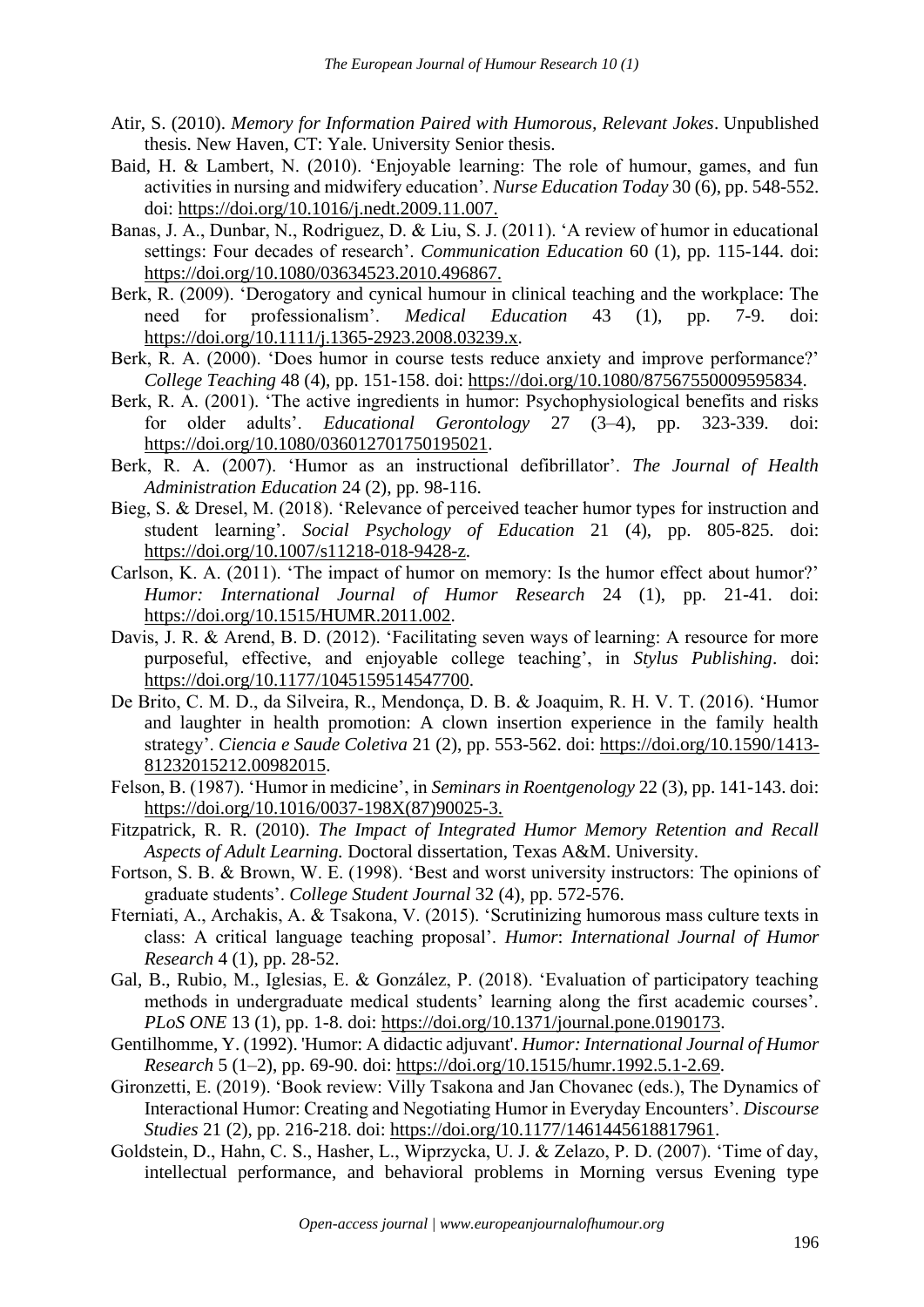Atir, S. (2010). *Memory for Information Paired with Humorous, Relevant Jokes*. Unpublished thesis. New Haven, CT: Yale. University Senior thesis.

Baid, H. & Lambert, N. (2010). 'Enjoyable learning: The role of humour, games, and fun activities in nursing and midwifery education'. *Nurse Education Today* 30 (6), pp. 548-552. doi: https://doi.org/10.1016/j.nedt.2009.11.007.

Banas, J. A., Dunbar, N., Rodriguez, D. & Liu, S. J. (2011). 'A review of humor in educational settings: Four decades of research'. *Communication Education* 60 (1), pp. 115-144. doi: https://doi.org/10.1080/03634523.2010.496867.

Berk, R. (2009). 'Derogatory and cynical humour in clinical teaching and the workplace: The need for professionalism'. *Medical Education* 43 (1), pp. 7-9. doi: https://doi.org/10.1111/j.1365-2923.2008.03239.x.

Berk, R. A. (2000). 'Does humor in course tests reduce anxiety and improve performance?' *College Teaching* 48 (4), pp. 151-158. doi: https://doi.org/10.1080/87567550009595834.

Berk, R. A. (2001). 'The active ingredients in humor: Psychophysiological benefits and risks for older adults'. *Educational Gerontology* 27 (3–4), pp. 323-339. doi: https://doi.org/10.1080/036012701750195021.

Berk, R. A. (2007). 'Humor as an instructional defibrillator'. *The Journal of Health Administration Education* 24 (2), pp. 98-116.

Bieg, S. & Dresel, M. (2018). 'Relevance of perceived teacher humor types for instruction and student learning'. *Social Psychology of Education* 21 (4), pp. 805-825. doi: https://doi.org/10.1007/s11218-018-9428-z.

Carlson, K. A. (2011). 'The impact of humor on memory: Is the humor effect about humor?' *Humor: International Journal of Humor Research* 24 (1), pp. 21-41. doi: https://doi.org/10.1515/HUMR.2011.002.

Davis, J. R. & Arend, B. D. (2012). 'Facilitating seven ways of learning: A resource for more purposeful, effective, and enjoyable college teaching', in *Stylus Publishing*. doi: https://doi.org/10.1177/1045159514547700.

De Brito, C. M. D., da Silveira, R., Mendonça, D. B. & Joaquim, R. H. V. T. (2016). 'Humor and laughter in health promotion: A clown insertion experience in the family health strategy'. *Ciencia e Saude Coletiva* 21 (2), pp. 553-562. doi: https://doi.org/10.1590/1413-81232015212.00982015.

Felson, B. (1987). 'Humor in medicine', in *Seminars in Roentgenology* 22 (3), pp. 141-143. doi: https://doi.org/10.1016/0037-198X(87)90025-3.

Fitzpatrick, R. R. (2010). *The Impact of Integrated Humor Memory Retention and Recall Aspects of Adult Learning.* Doctoral dissertation, Texas A&M. University.

Fortson, S. B. & Brown, W. E. (1998). 'Best and worst university instructors: The opinions of graduate students'. *College Student Journal* 32 (4), pp. 572-576.

Fterniati, A., Archakis, A. & Tsakona, V. (2015). 'Scrutinizing humorous mass culture texts in class: A critical language teaching proposal'. *Humor*: *International Journal of Humor Research* 4 (1), pp. 28-52.

Gal, B., Rubio, M., Iglesias, E. & González, P. (2018). 'Evaluation of participatory teaching methods in undergraduate medical students' learning along the first academic courses'. *PLoS ONE* 13 (1), pp. 1-8. doi: https://doi.org/10.1371/journal.pone.0190173.

Gentilhomme, Y. (1992). 'Humor: A didactic adjuvant'. *Humor: International Journal of Humor Research* 5 (1–2), pp. 69-90. doi: https://doi.org/10.1515/humr.1992.5.1-2.69.

Gironzetti, E. (2019). 'Book review: Villy Tsakona and Jan Chovanec (eds.), The Dynamics of Interactional Humor: Creating and Negotiating Humor in Everyday Encounters'. *Discourse Studies* 21 (2), pp. 216-218. doi: https://doi.org/10.1177/1461445618817961.

Goldstein, D., Hahn, C. S., Hasher, L., Wiprzycka, U. J. & Zelazo, P. D. (2007). 'Time of day, intellectual performance, and behavioral problems in Morning versus Evening type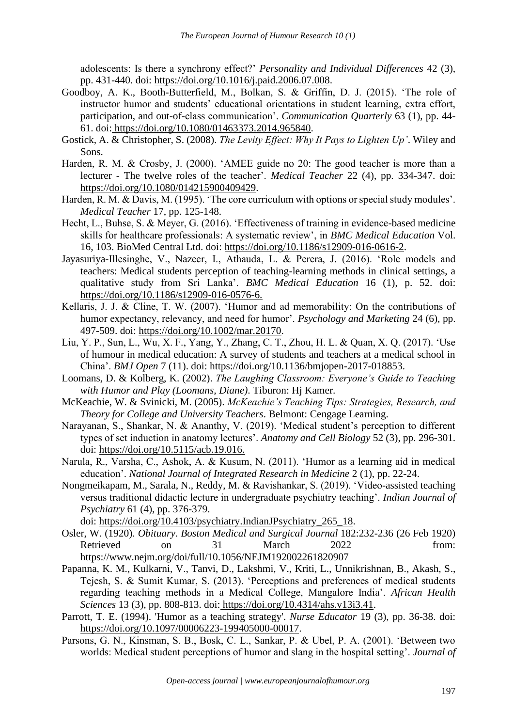adolescents: Is there a synchrony effect?' *Personality and Individual Differences* 42 (3), pp. 431-440. doi: https://doi.org/10.1016/j.paid.2006.07.008.

Goodboy, A. K., Booth-Butterfield, M., Bolkan, S. & Griffin, D. J. (2015). 'The role of instructor humor and students' educational orientations in student learning, extra effort, participation, and out-of-class communication'. *Communication Quarterly* 63 (1), pp. 44-61. doi: https://doi.org/10.1080/01463373.2014.965840.

Gostick, A. & Christopher, S. (2008). *The Levity Effect: Why It Pays to Lighten Up'*. Wiley and Sons.

Harden, R. M. & Crosby, J. (2000). 'AMEE guide no 20: The good teacher is more than a lecturer - The twelve roles of the teacher'. *Medical Teacher* 22 (4), pp. 334-347. doi: https://doi.org/10.1080/014215900409429.

Harden, R. M. & Davis, M. (1995). 'The core curriculum with options or special study modules'. *Medical Teacher* 17, pp. 125-148.

Hecht, L., Buhse, S. & Meyer, G. (2016). 'Effectiveness of training in evidence-based medicine skills for healthcare professionals: A systematic review', in *BMC Medical Education* Vol. 16, 103. BioMed Central Ltd. doi: https://doi.org/10.1186/s12909-016-0616-2.

Jayasuriya-Illesinghe, V., Nazeer, I., Athauda, L. & Perera, J. (2016). 'Role models and teachers: Medical students perception of teaching-learning methods in clinical settings, a qualitative study from Sri Lanka'. *BMC Medical Education* 16 (1), p. 52. doi: https://doi.org/10.1186/s12909-016-0576-6.

Kellaris, J. J. & Cline, T. W. (2007). 'Humor and ad memorability: On the contributions of humor expectancy, relevancy, and need for humor'. *Psychology and Marketing* 24 (6), pp. 497-509. doi: https://doi.org/10.1002/mar.20170.

Liu, Y. P., Sun, L., Wu, X. F., Yang, Y., Zhang, C. T., Zhou, H. L. & Quan, X. Q. (2017). 'Use of humour in medical education: A survey of students and teachers at a medical school in China'. *BMJ Open* 7 (11). doi: https://doi.org/10.1136/bmjopen-2017-018853.

Loomans, D. & Kolberg, K. (2002). *The Laughing Classroom: Everyone's Guide to Teaching with Humor and Play (Loomans, Diane)*. Tiburon: Hj Kamer.

McKeachie, W. & Svinicki, M. (2005). *McKeachie's Teaching Tips: Strategies, Research, and Theory for College and University Teachers*. Belmont: Cengage Learning.

Narayanan, S., Shankar, N. & Ananthy, V. (2019). 'Medical student's perception to different types of set induction in anatomy lectures'. *Anatomy and Cell Biology* 52 (3), pp. 296-301. doi: https://doi.org/10.5115/acb.19.016.

Narula, R., Varsha, C., Ashok, A. & Kusum, N. (2011). 'Humor as a learning aid in medical education'. *National Journal of Integrated Research in Medicine* 2 (1), pp. 22-24.

Nongmeikapam, M., Sarala, N., Reddy, M. & Ravishankar, S. (2019). 'Video-assisted teaching versus traditional didactic lecture in undergraduate psychiatry teaching'. *Indian Journal of Psychiatry* 61 (4), pp. 376-379. doi: https://doi.org/10.4103/psychiatry.IndianJPsychiatry_265_18.

Osler, W. (1920). *Obituary*. *Boston Medical and Surgical Journal* 182:232-236 (26 Feb 1920) Retrieved on 31 March 2022 from: https://www.nejm.org/doi/full/10.1056/NEJM192002261820907

Papanna, K. M., Kulkarni, V., Tanvi, D., Lakshmi, V., Kriti, L., Unnikrishnan, B., Akash, S., Tejesh, S. & Sumit Kumar, S. (2013). 'Perceptions and preferences of medical students regarding teaching methods in a Medical College, Mangalore India'. *African Health Sciences* 13 (3), pp. 808-813. doi: https://doi.org/10.4314/ahs.v13i3.41.

Parrott, T. E. (1994). 'Humor as a teaching strategy'. *Nurse Educator* 19 (3), pp. 36-38. doi: https://doi.org/10.1097/00006223-199405000-00017.

Parsons, G. N., Kinsman, S. B., Bosk, C. L., Sankar, P. & Ubel, P. A. (2001). 'Between two worlds: Medical student perceptions of humor and slang in the hospital setting'. *Journal of*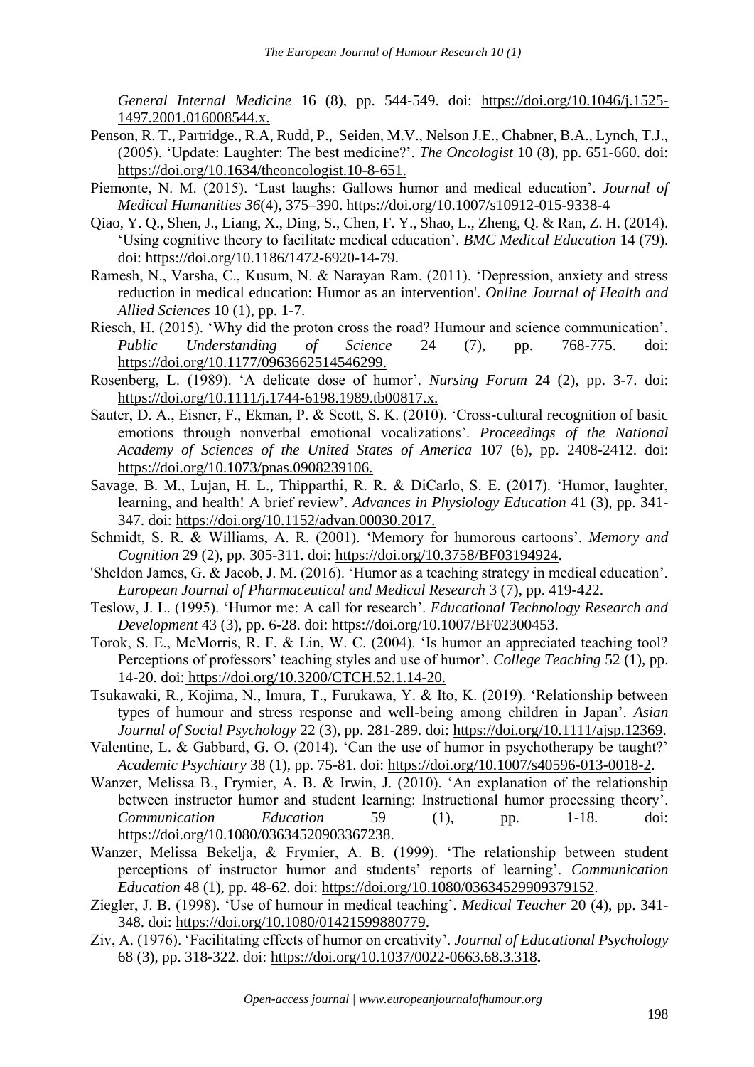*General Internal Medicine* 16 (8), pp. 544-549. doi: https://doi.org/10.1046/j.1525-1497.2001.016008544.x.

Penson, R. T., Partridge., R.A, Rudd, P., Seiden, M.V., Nelson J.E., Chabner, B.A., Lynch, T.J., (2005). 'Update: Laughter: The best medicine?'. *The Oncologist* 10 (8), pp. 651-660. doi: https://doi.org/10.1634/theoncologist.10-8-651.

Piemonte, N. M. (2015). 'Last laughs: Gallows humor and medical education'. *Journal of Medical Humanities 36*(4), 375–390. https://doi.org/10.1007/s10912-015-9338-4

Qiao, Y. Q., Shen, J., Liang, X., Ding, S., Chen, F. Y., Shao, L., Zheng, Q. & Ran, Z. H. (2014). 'Using cognitive theory to facilitate medical education'. *BMC Medical Education* 14 (79). doi: https://doi.org/10.1186/1472-6920-14-79.

Ramesh, N., Varsha, C., Kusum, N. & Narayan Ram. (2011). 'Depression, anxiety and stress reduction in medical education: Humor as an intervention'. *Online Journal of Health and Allied Sciences* 10 (1), pp. 1-7.

Riesch, H. (2015). 'Why did the proton cross the road? Humour and science communication'. *Public Understanding of Science* 24 (7), pp. 768-775. doi: https://doi.org/10.1177/0963662514546299.

Rosenberg, L. (1989). 'A delicate dose of humor'. *Nursing Forum* 24 (2), pp. 3-7. doi: https://doi.org/10.1111/j.1744-6198.1989.tb00817.x.

Sauter, D. A., Eisner, F., Ekman, P. & Scott, S. K. (2010). 'Cross-cultural recognition of basic emotions through nonverbal emotional vocalizations'. *Proceedings of the National Academy of Sciences of the United States of America* 107 (6), pp. 2408-2412. doi: https://doi.org/10.1073/pnas.0908239106.

Savage, B. M., Lujan, H. L., Thipparthi, R. R. & DiCarlo, S. E. (2017). 'Humor, laughter, learning, and health! A brief review'. *Advances in Physiology Education* 41 (3), pp. 341-347. doi: https://doi.org/10.1152/advan.00030.2017.

Schmidt, S. R. & Williams, A. R. (2001). 'Memory for humorous cartoons'. *Memory and Cognition* 29 (2), pp. 305-311. doi: https://doi.org/10.3758/BF03194924.

'Sheldon James, G. & Jacob, J. M. (2016). 'Humor as a teaching strategy in medical education'. *European Journal of Pharmaceutical and Medical Research* 3 (7), pp. 419-422.

Teslow, J. L. (1995). 'Humor me: A call for research'. *Educational Technology Research and Development* 43 (3), pp. 6-28. doi: https://doi.org/10.1007/BF02300453.

Torok, S. E., McMorris, R. F. & Lin, W. C. (2004). 'Is humor an appreciated teaching tool? Perceptions of professors' teaching styles and use of humor'. *College Teaching* 52 (1), pp. 14-20. doi: https://doi.org/10.3200/CTCH.52.1.14-20.

Tsukawaki, R., Kojima, N., Imura, T., Furukawa, Y. & Ito, K. (2019). 'Relationship between types of humour and stress response and well-being among children in Japan'. *Asian Journal of Social Psychology* 22 (3), pp. 281-289. doi: https://doi.org/10.1111/ajsp.12369.

Valentine, L. & Gabbard, G. O. (2014). 'Can the use of humor in psychotherapy be taught?' *Academic Psychiatry* 38 (1), pp. 75-81. doi: https://doi.org/10.1007/s40596-013-0018-2.

Wanzer, Melissa B., Frymier, A. B. & Irwin, J. (2010). 'An explanation of the relationship between instructor humor and student learning: Instructional humor processing theory'. *Communication Education* 59 (1), pp. 1-18. doi: https://doi.org/10.1080/03634520903367238.

Wanzer, Melissa Bekelja, & Frymier, A. B. (1999). 'The relationship between student perceptions of instructor humor and students' reports of learning'. *Communication Education* 48 (1), pp. 48-62. doi: https://doi.org/10.1080/03634529909379152.

Ziegler, J. B. (1998). 'Use of humour in medical teaching'. *Medical Teacher* 20 (4), pp. 341-348. doi: https://doi.org/10.1080/01421599880779.

Ziv, A. (1976). 'Facilitating effects of humor on creativity'. *Journal of Educational Psychology* 68 (3), pp. 318-322. doi: https://doi.org/10.1037/0022-0663.68.3.318**.**